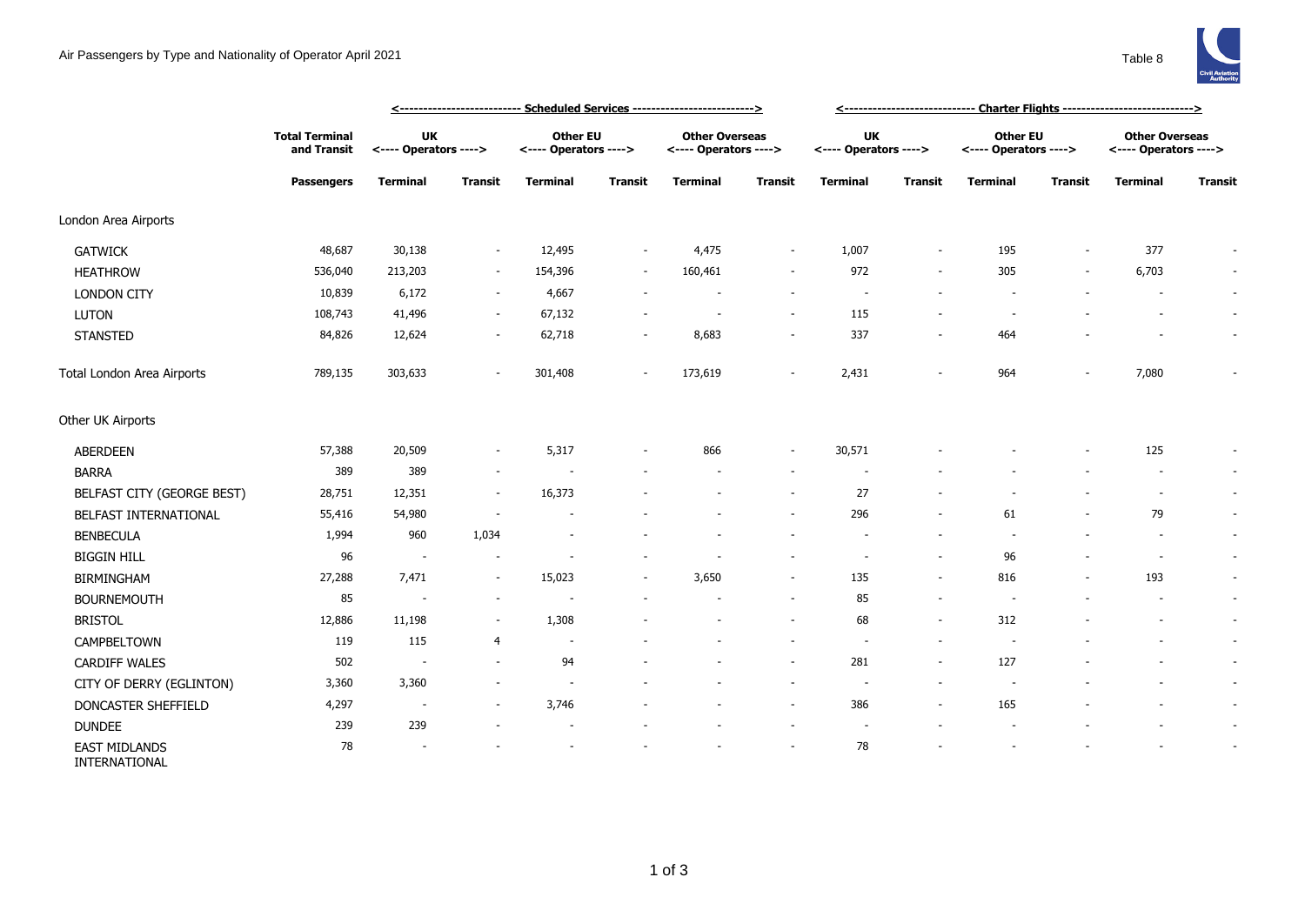# Air Passengers by Type and Nationality of Operator April 2021

Table 8

| | Total Terminal and Transit | Scheduled Services | | | | | | Charter Flights | | | | | |
|---|---|---|---|---|---|---|---|---|---|---|---|---|---|
| | | UK <---- Operators ----> | | Other EU <---- Operators ----> | | Other Overseas <---- Operators ----> | | UK <---- Operators ----> | | Other EU <---- Operators ----> | | Other Overseas <---- Operators ----> | |
| | Passengers | Terminal | Transit | Terminal | Transit | Terminal | Transit | Terminal | Transit | Terminal | Transit | Terminal | Transit |
| London Area Airports | | | | | | | | | | | | | |
| GATWICK | 48,687 | 30,138 | - | 12,495 | - | 4,475 | - | 1,007 | - | 195 | - | 377 | - |
| HEATHROW | 536,040 | 213,203 | - | 154,396 | - | 160,461 | - | 972 | - | 305 | - | 6,703 | - |
| LONDON CITY | 10,839 | 6,172 | - | 4,667 | - | - | - | - | - | - | - | - | - |
| LUTON | 108,743 | 41,496 | - | 67,132 | - | - | - | 115 | - | - | - | - | - |
| STANSTED | 84,826 | 12,624 | - | 62,718 | - | 8,683 | - | 337 | - | 464 | - | - | - |
| Total London Area Airports | 789,135 | 303,633 | - | 301,408 | - | 173,619 | - | 2,431 | - | 964 | - | 7,080 | - |
| Other UK Airports | | | | | | | | | | | | | |
| ABERDEEN | 57,388 | 20,509 | - | 5,317 | - | 866 | - | 30,571 | - | - | - | 125 | - |
| BARRA | 389 | 389 | - | - | - | - | - | - | - | - | - | - | - |
| BELFAST CITY (GEORGE BEST) | 28,751 | 12,351 | - | 16,373 | - | - | - | 27 | - | - | - | - | - |
| BELFAST INTERNATIONAL | 55,416 | 54,980 | - | - | - | - | - | 296 | - | 61 | - | 79 | - |
| BENBECULA | 1,994 | 960 | 1,034 | - | - | - | - | - | - | - | - | - | - |
| BIGGIN HILL | 96 | - | - | - | - | - | - | - | - | 96 | - | - | - |
| BIRMINGHAM | 27,288 | 7,471 | - | 15,023 | - | 3,650 | - | 135 | - | 816 | - | 193 | - |
| BOURNEMOUTH | 85 | - | - | - | - | - | - | 85 | - | - | - | - | - |
| BRISTOL | 12,886 | 11,198 | - | 1,308 | - | - | - | 68 | - | 312 | - | - | - |
| CAMPBELTOWN | 119 | 115 | 4 | - | - | - | - | - | - | - | - | - | - |
| CARDIFF WALES | 502 | - | - | 94 | - | - | - | 281 | - | 127 | - | - | - |
| CITY OF DERRY (EGLINTON) | 3,360 | 3,360 | - | - | - | - | - | - | - | - | - | - | - |
| DONCASTER SHEFFIELD | 4,297 | - | - | 3,746 | - | - | - | 386 | - | 165 | - | - | - |
| DUNDEE | 239 | 239 | - | - | - | - | - | - | - | - | - | - | - |
| EAST MIDLANDS INTERNATIONAL | 78 | - | - | - | - | - | - | 78 | - | - | - | - | - |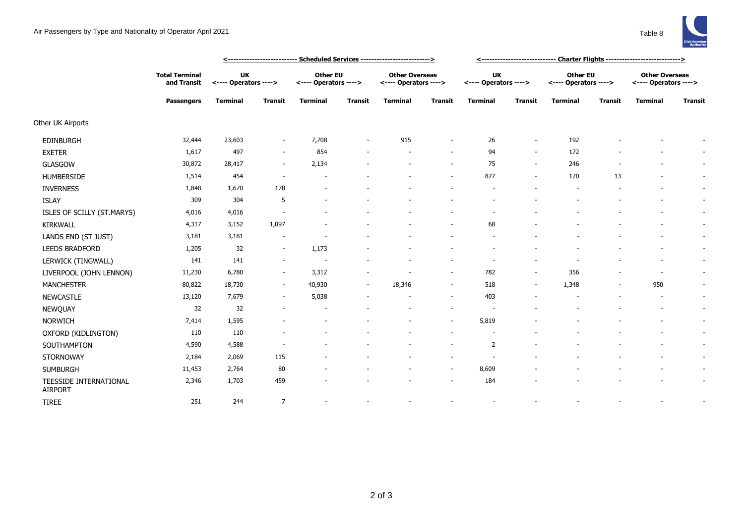Air Passengers by Type and Nationality of Operator April 2021

Table 8

| | Total Terminal and Transit | Scheduled Services | | | | | | Charter Flights | | | | | |
|---|---|---|---|---|---|---|---|---|---|---|---|---|---|
| | | UK <---- Operators ----> | | Other EU <---- Operators ----> | | Other Overseas <---- Operators ----> | | UK <---- Operators ----> | | Other EU <---- Operators ----> | | Other Overseas <---- Operators ----> | |
| | Passengers | Terminal | Transit | Terminal | Transit | Terminal | Transit | Terminal | Transit | Terminal | Transit | Terminal | Transit |
| Other UK Airports | | | | | | | | | | | | | |
| EDINBURGH | 32,444 | 23,603 | - | 7,708 | - | 915 | - | 26 | - | 192 | - | - | - |
| EXETER | 1,617 | 497 | - | 854 | - | - | - | 94 | - | 172 | - | - | - |
| GLASGOW | 30,872 | 28,417 | - | 2,134 | - | - | - | 75 | - | 246 | - | - | - |
| HUMBERSIDE | 1,514 | 454 | - | - | - | - | - | 877 | - | 170 | 13 | - | - |
| INVERNESS | 1,848 | 1,670 | 178 | - | - | - | - | - | - | - | - | - | - |
| ISLAY | 309 | 304 | 5 | - | - | - | - | - | - | - | - | - | - |
| ISLES OF SCILLY (ST.MARYS) | 4,016 | 4,016 | - | - | - | - | - | - | - | - | - | - | - |
| KIRKWALL | 4,317 | 3,152 | 1,097 | - | - | - | - | 68 | - | - | - | - | - |
| LANDS END (ST JUST) | 3,181 | 3,181 | - | - | - | - | - | - | - | - | - | - | - |
| LEEDS BRADFORD | 1,205 | 32 | - | 1,173 | - | - | - | - | - | - | - | - | - |
| LERWICK (TINGWALL) | 141 | 141 | - | - | - | - | - | - | - | - | - | - | - |
| LIVERPOOL (JOHN LENNON) | 11,230 | 6,780 | - | 3,312 | - | - | - | 782 | - | 356 | - | - | - |
| MANCHESTER | 80,822 | 18,730 | - | 40,930 | - | 18,346 | - | 518 | - | 1,348 | - | 950 | - |
| NEWCASTLE | 13,120 | 7,679 | - | 5,038 | - | - | - | 403 | - | - | - | - | - |
| NEWQUAY | 32 | 32 | - | - | - | - | - | - | - | - | - | - | - |
| NORWICH | 7,414 | 1,595 | - | - | - | - | - | 5,819 | - | - | - | - | - |
| OXFORD (KIDLINGTON) | 110 | 110 | - | - | - | - | - | - | - | - | - | - | - |
| SOUTHAMPTON | 4,590 | 4,588 | - | - | - | - | - | 2 | - | - | - | - | - |
| STORNOWAY | 2,184 | 2,069 | 115 | - | - | - | - | - | - | - | - | - | - |
| SUMBURGH | 11,453 | 2,764 | 80 | - | - | - | - | 8,609 | - | - | - | - | - |
| TEESSIDE INTERNATIONAL AIRPORT | 2,346 | 1,703 | 459 | - | - | - | - | 184 | - | - | - | - | - |
| TIREE | 251 | 244 | 7 | - | - | - | - | - | - | - | - | - | - |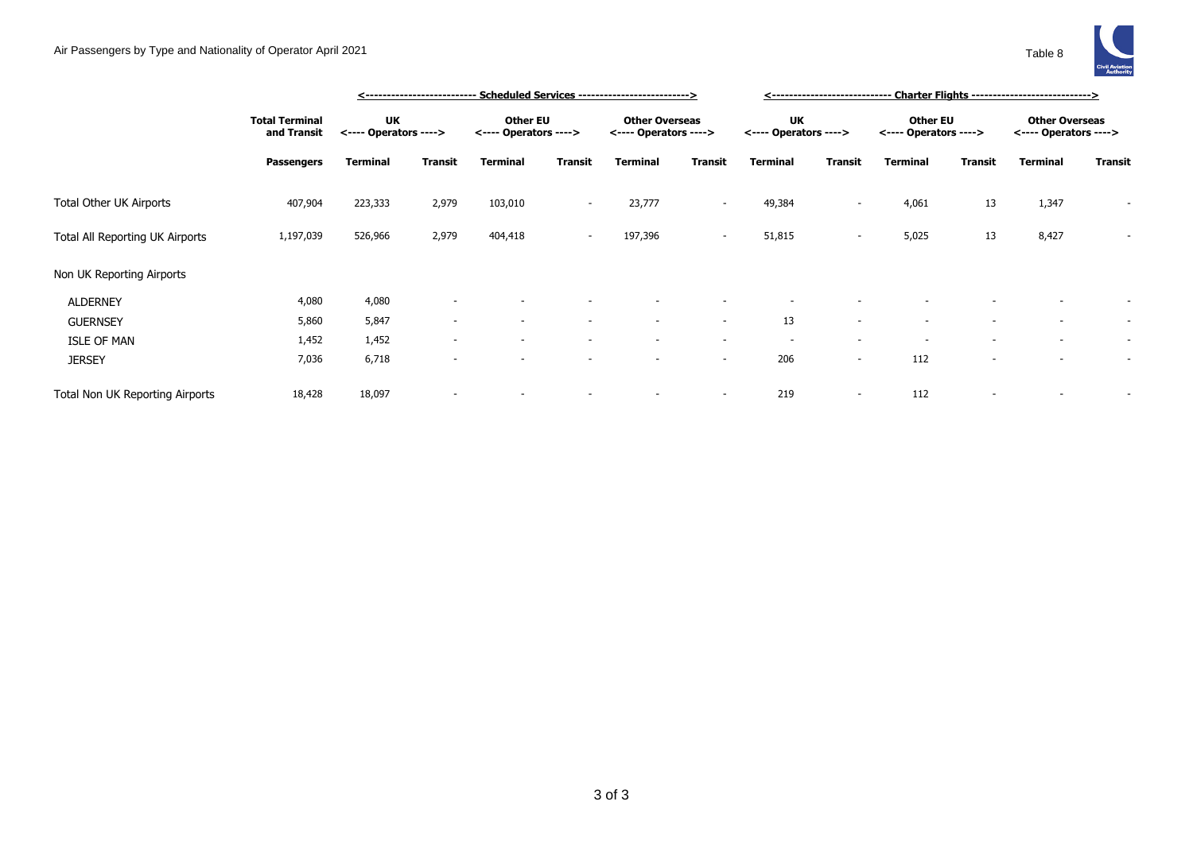Air Passengers by Type and Nationality of Operator April 2021

Table 8

| | Total Terminal and Transit | Scheduled Services | | | | | | Charter Flights | | | | | |
|---|---|---|---|---|---|---|---|---|---|---|---|---|---|
| | | UK <---- Operators ----> | | Other EU <---- Operators ----> | | Other Overseas <---- Operators ----> | | UK <---- Operators ----> | | Other EU <---- Operators ----> | | Other Overseas <---- Operators ----> | |
| | Passengers | Terminal | Transit | Terminal | Transit | Terminal | Transit | Terminal | Transit | Terminal | Transit | Terminal | Transit |
| Total Other UK Airports | 407,904 | 223,333 | 2,979 | 103,010 | - | 23,777 | - | 49,384 | - | 4,061 | 13 | 1,347 | - |
| Total All Reporting UK Airports | 1,197,039 | 526,966 | 2,979 | 404,418 | - | 197,396 | - | 51,815 | - | 5,025 | 13 | 8,427 | - |
| Non UK Reporting Airports | | | | | | | | | | | | | |
| ALDERNEY | 4,080 | 4,080 | - | - | - | - | - | - | - | - | - | - | - |
| GUERNSEY | 5,860 | 5,847 | - | - | - | - | - | 13 | - | - | - | - | - |
| ISLE OF MAN | 1,452 | 1,452 | - | - | - | - | - | - | - | - | - | - | - |
| JERSEY | 7,036 | 6,718 | - | - | - | - | - | 206 | - | 112 | - | - | - |
| Total Non UK Reporting Airports | 18,428 | 18,097 | - | - | - | - | - | 219 | - | 112 | - | - | - |